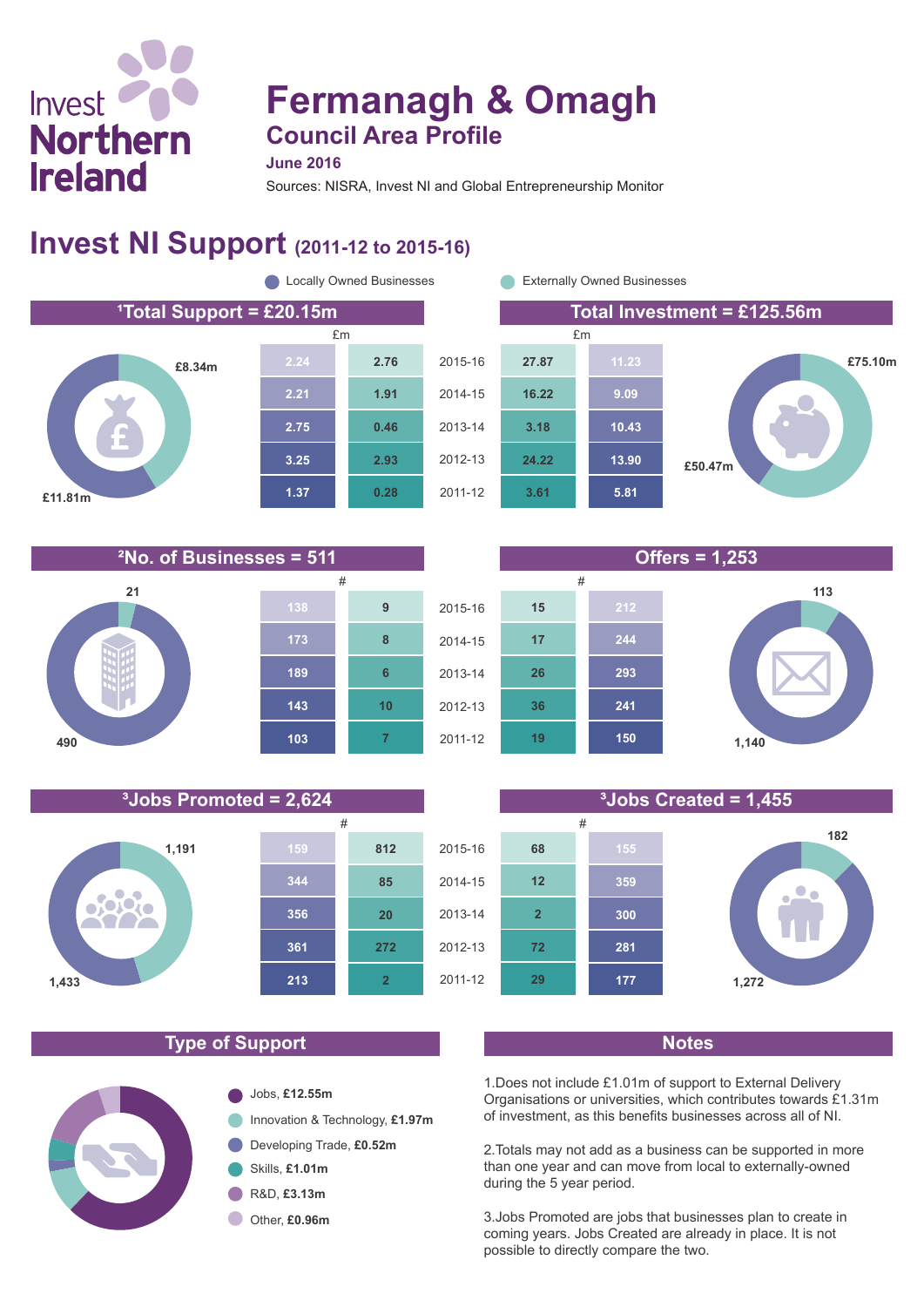Invest Northern Ireland

# Fermanagh & Omagh

## Council Area Profile

**June 2016**

Sources: NISRA, Invest NI and Global Entrepreneurship Monitor

## Invest NI Support (2011-12 to 2015-16)

Locally Owned Businesses | Externally Owned Businesses

### [1]Total Support = £20.15m / Total Investment = £125.56m

Total Support: Locally Owned £11.81m; Externally Owned £8.34m

Total Investment: Locally Owned £50.47m; Externally Owned £75.10m

| Total Support: Locally Owned (£m) | Total Support: Externally Owned (£m) | Year | Total Investment: Externally Owned (£m) | Total Investment: Locally Owned (£m) |
|---|---|---|---|---|
| 2.24 | 2.76 | 2015-16 | 27.87 | 11.23 |
| 2.21 | 1.91 | 2014-15 | 16.22 | 9.09 |
| 2.75 | 0.46 | 2013-14 | 3.18 | 10.43 |
| 3.25 | 2.93 | 2012-13 | 24.22 | 13.90 |
| 1.37 | 0.28 | 2011-12 | 3.61 | 5.81 |

### [2]No. of Businesses = 511 / Offers = 1,253

No. of Businesses: Locally Owned 490; Externally Owned 21

Offers: Locally Owned 1,140; Externally Owned 113

| No. of Businesses: Locally Owned (#) | No. of Businesses: Externally Owned (#) | Year | Offers: Externally Owned (#) | Offers: Locally Owned (#) |
|---|---|---|---|---|
| 138 | 9 | 2015-16 | 15 | 212 |
| 173 | 8 | 2014-15 | 17 | 244 |
| 189 | 6 | 2013-14 | 26 | 293 |
| 143 | 10 | 2012-13 | 36 | 241 |
| 103 | 7 | 2011-12 | 19 | 150 |

### [3]Jobs Promoted = 2,624 / [3]Jobs Created = 1,455

Jobs Promoted: Locally Owned 1,433; Externally Owned 1,191

Jobs Created: Locally Owned 1,272; Externally Owned 182

| Jobs Promoted: Locally Owned (#) | Jobs Promoted: Externally Owned (#) | Year | Jobs Created: Externally Owned (#) | Jobs Created: Locally Owned (#) |
|---|---|---|---|---|
| 159 | 812 | 2015-16 | 68 | 155 |
| 344 | 85 | 2014-15 | 12 | 359 |
| 356 | 20 | 2013-14 | 2 | 300 |
| 361 | 272 | 2012-13 | 72 | 281 |
| 213 | 2 | 2011-12 | 29 | 177 |

### Type of Support

- Jobs, **£12.55m**
- Innovation & Technology, **£1.97m**
- Developing Trade, **£0.52m**
- Skills, **£1.01m**
- R&D, **£3.13m**
- Other, **£0.96m**

### Notes

1. Does not include £1.01m of support to External Delivery Organisations or universities, which contributes towards £1.31m of investment, as this benefits businesses across all of NI.

2. Totals may not add as a business can be supported in more than one year and can move from local to externally-owned during the 5 year period.

3. Jobs Promoted are jobs that businesses plan to create in coming years. Jobs Created are already in place. It is not possible to directly compare the two.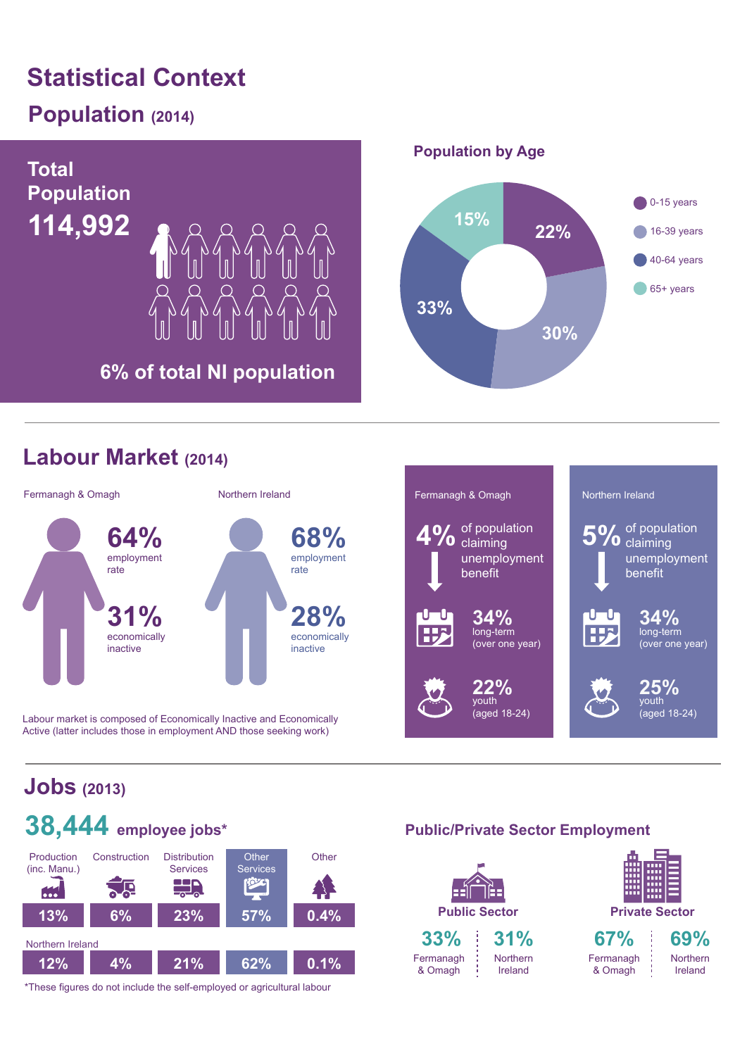# Statistical Context

## Population (2014)

**Total Population**

**114,992**

6% of total NI population

### Population by Age

| Age group | % |
|---|---|
| 0-15 years | 22% |
| 16-39 years | 30% |
| 40-64 years | 33% |
| 65+ years | 15% |

## Labour Market (2014)

| | Fermanagh & Omagh | Northern Ireland |
|---|---|---|
| Employment rate | 64% | 68% |
| Economically inactive | 31% | 28% |

Labour market is composed of Economically Inactive and Economically Active (latter includes those in employment AND those seeking work)

| | Fermanagh & Omagh | Northern Ireland |
|---|---|---|
| of population claiming unemployment benefit | 4% | 5% |
| long-term (over one year) | 34% | 34% |
| youth (aged 18-24) | 22% | 25% |

## Jobs (2013)

**38,444** employee jobs*

| | Production (inc. Manu.) | Construction | Distribution Services | Other Services | Other |
|---|---|---|---|---|---|
| Fermanagh & Omagh | 13% | 6% | 23% | 57% | 0.4% |
| Northern Ireland | 12% | 4% | 21% | 62% | 0.1% |

*These figures do not include the self-employed or agricultural labour

### Public/Private Sector Employment

| | Fermanagh & Omagh | Northern Ireland |
|---|---|---|
| Public Sector | 33% | 31% |
| Private Sector | 67% | 69% |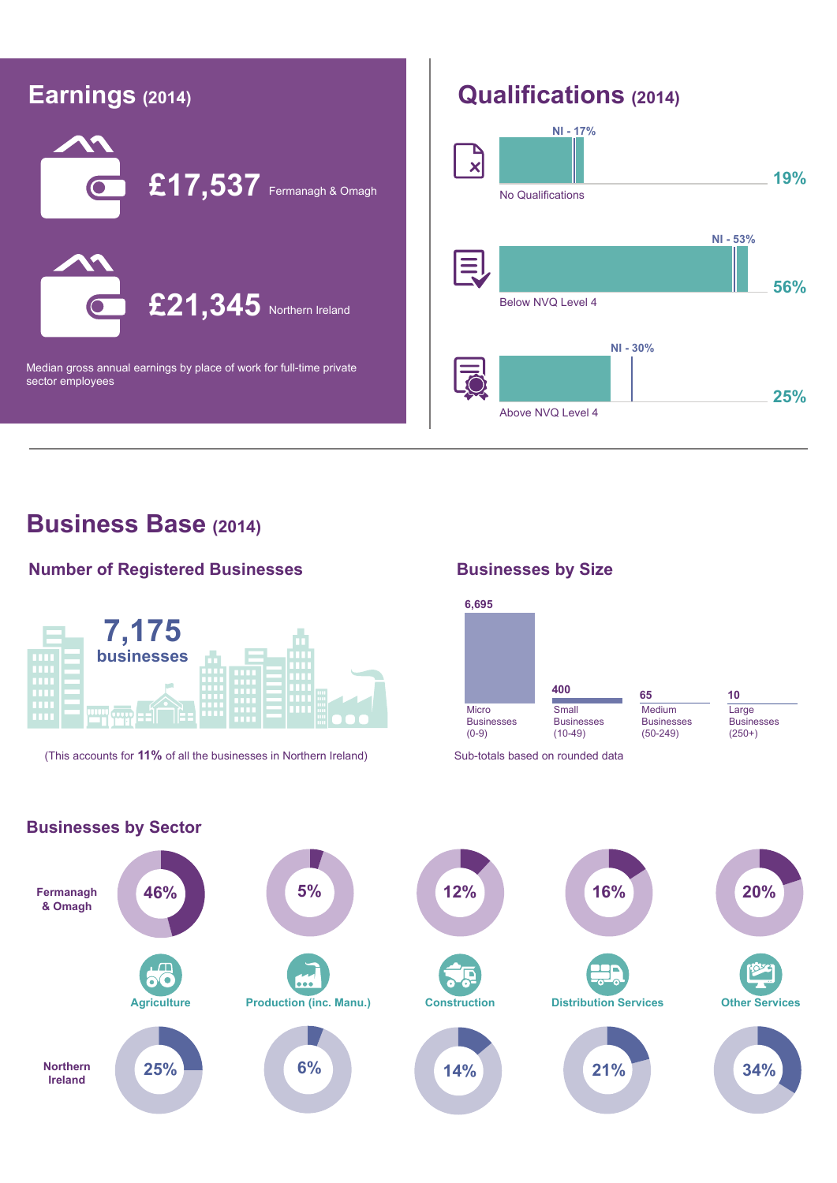## Earnings (2014)

**£17,537** Fermanagh & Omagh

**£21,345** Northern Ireland

Median gross annual earnings by place of work for full-time private sector employees

## Qualifications (2014)

| | Fermanagh & Omagh | NI |
|---|---|---|
| No Qualifications | 19% | 17% |
| Below NVQ Level 4 | 56% | 53% |
| Above NVQ Level 4 | 25% | 30% |

## Business Base (2014)

### Number of Registered Businesses

**7,175 businesses**

(This accounts for **11%** of all the businesses in Northern Ireland)

### Businesses by Size

| Micro Businesses (0-9) | Small Businesses (10-49) | Medium Businesses (50-249) | Large Businesses (250+) |
|---|---|---|---|
| 6,695 | 400 | 65 | 10 |

Sub-totals based on rounded data

### Businesses by Sector

| | Agriculture | Production (inc. Manu.) | Construction | Distribution Services | Other Services |
|---|---|---|---|---|---|
| Fermanagh & Omagh | 46% | 5% | 12% | 16% | 20% |
| Northern Ireland | 25% | 6% | 14% | 21% | 34% |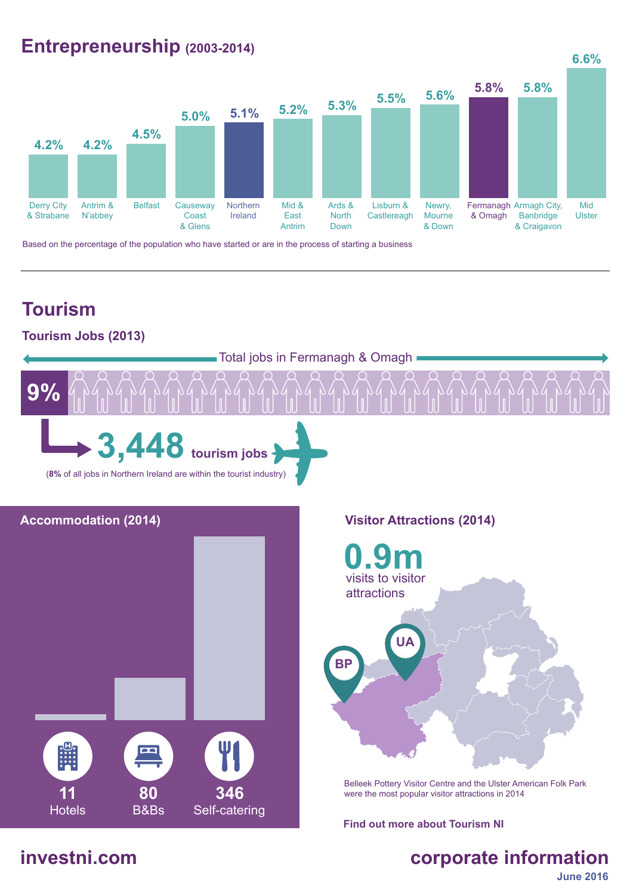## Entrepreneurship (2003-2014)

4.2% Derry City & Strabane
4.2% Antrim & N'abbey
4.5% Belfast
5.0% Causeway Coast & Glens
5.1% Northern Ireland
5.2% Mid & East Antrim
5.3% Ards & North Down
5.5% Lisburn & Castlereagh
5.6% Newry, Mourne & Down
5.8% Fermanagh & Omagh
5.8% Armagh City, Banbridge & Craigavon
6.6% Mid Ulster

Based on the percentage of the population who have started or are in the process of starting a business

---

## Tourism

### Tourism Jobs (2013)

Total jobs in Fermanagh & Omagh

9%

**3,448** tourism jobs

(**8%** of all jobs in Northern Ireland are within the tourist industry)

### Accommodation (2014)

**11** Hotels

**80** B&Bs

**346** Self-catering

### Visitor Attractions (2014)

**0.9m** visits to visitor attractions

BP

UA

Belleek Pottery Visitor Centre and the Ulster American Folk Park were the most popular visitor attractions in 2014

**Find out more about Tourism NI**

**investni.com**

**corporate information**

**June 2016**